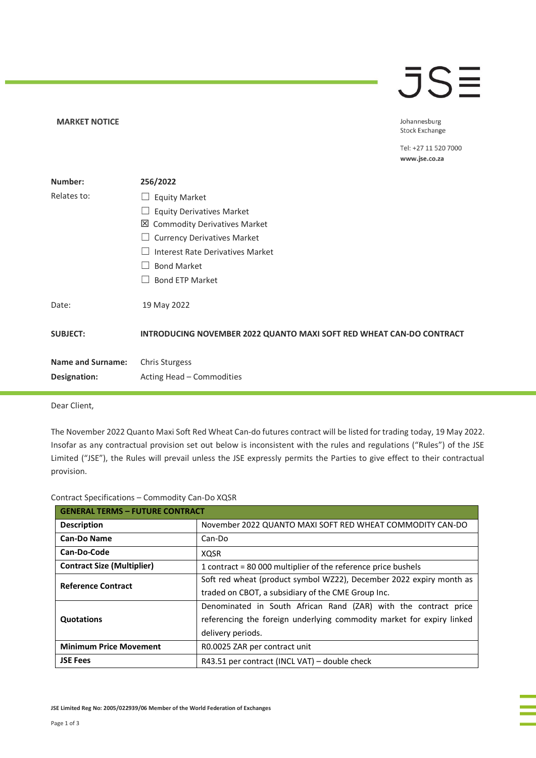**MARKET NOTICE**

Johannesburg Stock Exchange

Tel: +27 11 520 7000
www.jse.co.za

| | |
|---|---|
| **Number:** | **256/2022** |
| Relates to: | ☐ Equity Market<br>☐ Equity Derivatives Market<br>☒ Commodity Derivatives Market<br>☐ Currency Derivatives Market<br>☐ Interest Rate Derivatives Market<br>☐ Bond Market<br>☐ Bond ETP Market |
| Date: | 19 May 2022 |
| **SUBJECT:** | **INTRODUCING NOVEMBER 2022 QUANTO MAXI SOFT RED WHEAT CAN-DO CONTRACT** |
| **Name and Surname:** | Chris Sturgess |
| **Designation:** | Acting Head – Commodities |

Dear Client,

The November 2022 Quanto Maxi Soft Red Wheat Can-do futures contract will be listed for trading today, 19 May 2022. Insofar as any contractual provision set out below is inconsistent with the rules and regulations ("Rules") of the JSE Limited ("JSE"), the Rules will prevail unless the JSE expressly permits the Parties to give effect to their contractual provision.

Contract Specifications – Commodity Can-Do XQSR

| **GENERAL TERMS – FUTURE CONTRACT** | |
|---|---|
| **Description** | November 2022 QUANTO MAXI SOFT RED WHEAT COMMODITY CAN-DO |
| **Can-Do Name** | Can-Do |
| **Can-Do-Code** | XQSR |
| **Contract Size (Multiplier)** | 1 contract = 80 000 multiplier of the reference price bushels |
| **Reference Contract** | Soft red wheat (product symbol WZ22), December 2022 expiry month as traded on CBOT, a subsidiary of the CME Group Inc. |
| **Quotations** | Denominated in South African Rand (ZAR) with the contract price referencing the foreign underlying commodity market for expiry linked delivery periods. |
| **Minimum Price Movement** | R0.0025 ZAR per contract unit |
| **JSE Fees** | R43.51 per contract (INCL VAT) – double check |

JSE Limited Reg No: 2005/022939/06 Member of the World Federation of Exchanges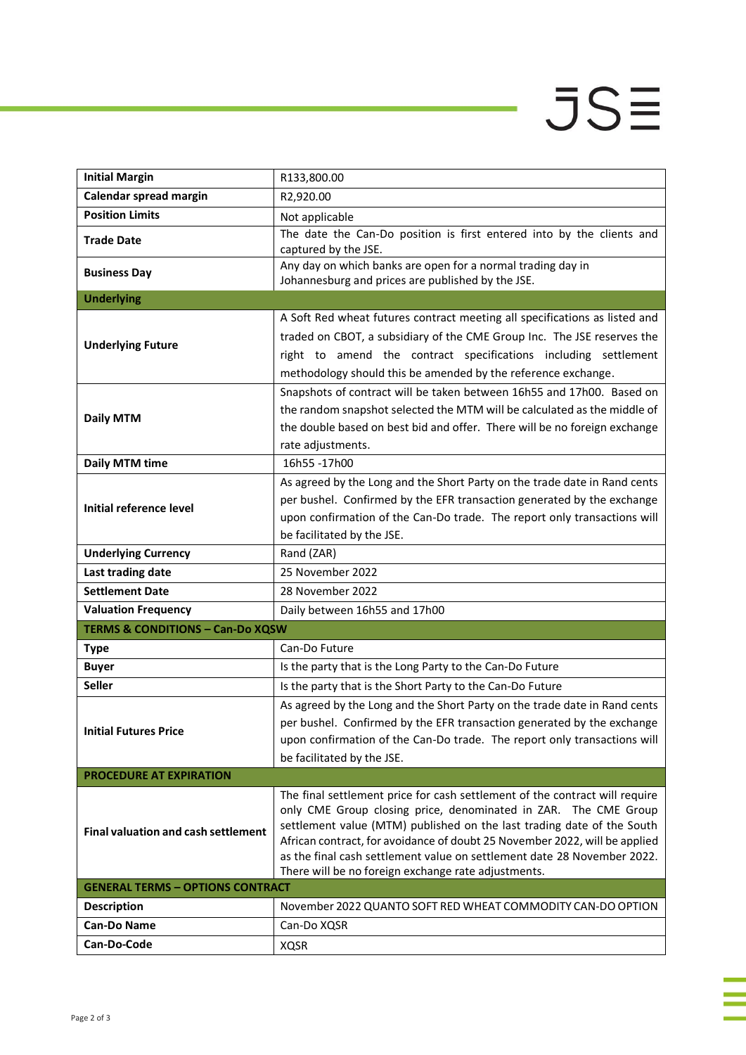| | |
|---|---|
| **Initial Margin** | R133,800.00 |
| **Calendar spread margin** | R2,920.00 |
| **Position Limits** | Not applicable |
| **Trade Date** | The date the Can-Do position is first entered into by the clients and captured by the JSE. |
| **Business Day** | Any day on which banks are open for a normal trading day in Johannesburg and prices are published by the JSE. |
| **Underlying** | |
| **Underlying Future** | A Soft Red wheat futures contract meeting all specifications as listed and traded on CBOT, a subsidiary of the CME Group Inc. The JSE reserves the right to amend the contract specifications including settlement methodology should this be amended by the reference exchange. |
| **Daily MTM** | Snapshots of contract will be taken between 16h55 and 17h00. Based on the random snapshot selected the MTM will be calculated as the middle of the double based on best bid and offer. There will be no foreign exchange rate adjustments. |
| **Daily MTM time** | 16h55 -17h00 |
| **Initial reference level** | As agreed by the Long and the Short Party on the trade date in Rand cents per bushel. Confirmed by the EFR transaction generated by the exchange upon confirmation of the Can-Do trade. The report only transactions will be facilitated by the JSE. |
| **Underlying Currency** | Rand (ZAR) |
| **Last trading date** | 25 November 2022 |
| **Settlement Date** | 28 November 2022 |
| **Valuation Frequency** | Daily between 16h55 and 17h00 |
| **TERMS & CONDITIONS – Can-Do XQSW** | |
| **Type** | Can-Do Future |
| **Buyer** | Is the party that is the Long Party to the Can-Do Future |
| **Seller** | Is the party that is the Short Party to the Can-Do Future |
| **Initial Futures Price** | As agreed by the Long and the Short Party on the trade date in Rand cents per bushel. Confirmed by the EFR transaction generated by the exchange upon confirmation of the Can-Do trade. The report only transactions will be facilitated by the JSE. |
| **PROCEDURE AT EXPIRATION** | |
| **Final valuation and cash settlement** | The final settlement price for cash settlement of the contract will require only CME Group closing price, denominated in ZAR. The CME Group settlement value (MTM) published on the last trading date of the South African contract, for avoidance of doubt 25 November 2022, will be applied as the final cash settlement value on settlement date 28 November 2022. There will be no foreign exchange rate adjustments. |
| **GENERAL TERMS – OPTIONS CONTRACT** | |
| **Description** | November 2022 QUANTO SOFT RED WHEAT COMMODITY CAN-DO OPTION |
| **Can-Do Name** | Can-Do XQSR |
| **Can-Do-Code** | XQSR |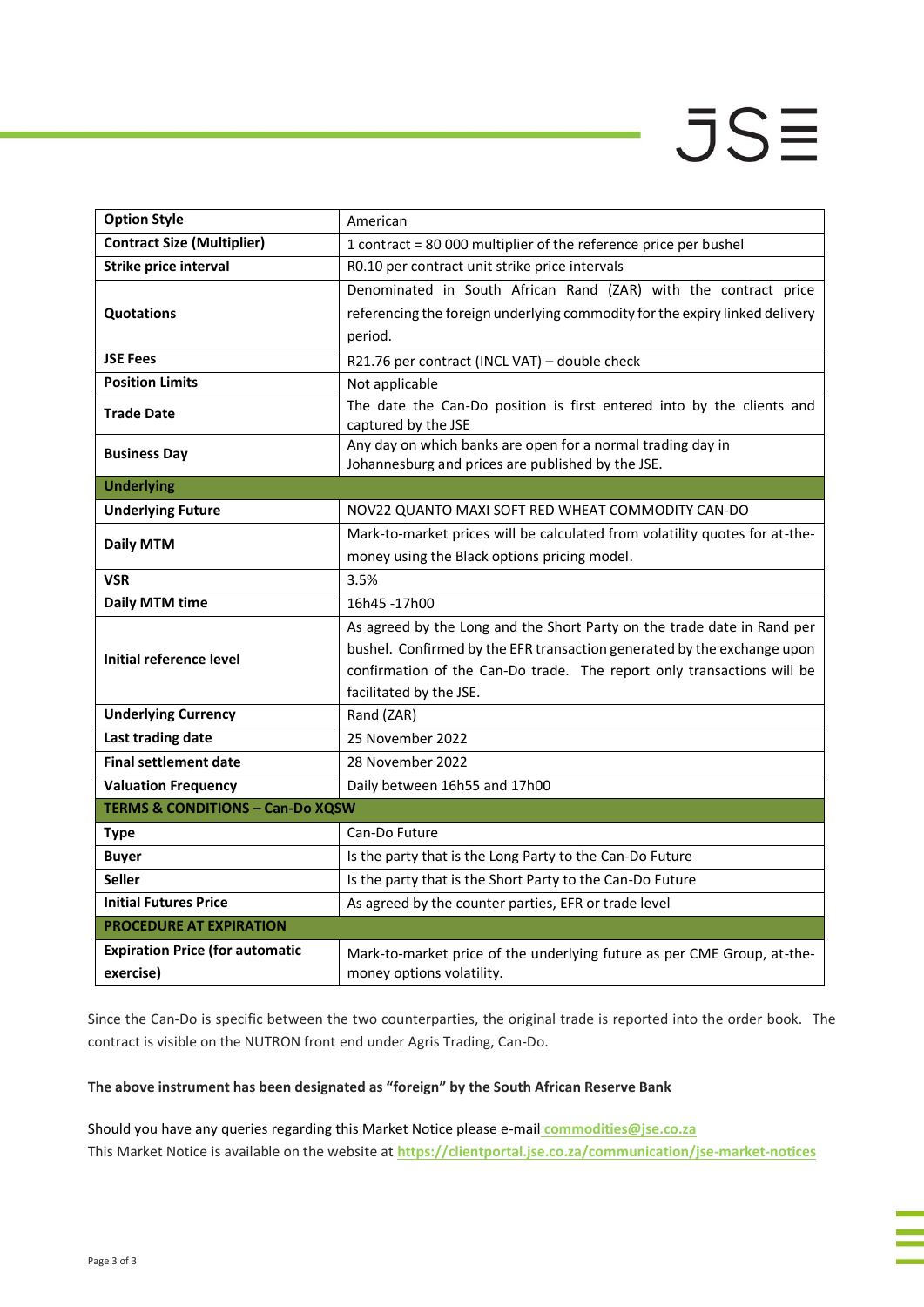| | |
|---|---|
| **Option Style** | American |
| **Contract Size (Multiplier)** | 1 contract = 80 000 multiplier of the reference price per bushel |
| **Strike price interval** | R0.10 per contract unit strike price intervals |
| **Quotations** | Denominated in South African Rand (ZAR) with the contract price referencing the foreign underlying commodity for the expiry linked delivery period. |
| **JSE Fees** | R21.76 per contract (INCL VAT) – double check |
| **Position Limits** | Not applicable |
| **Trade Date** | The date the Can-Do position is first entered into by the clients and captured by the JSE |
| **Business Day** | Any day on which banks are open for a normal trading day in Johannesburg and prices are published by the JSE. |
| **Underlying** | |
| **Underlying Future** | NOV22 QUANTO MAXI SOFT RED WHEAT COMMODITY CAN-DO |
| **Daily MTM** | Mark-to-market prices will be calculated from volatility quotes for at-the-money using the Black options pricing model. |
| **VSR** | 3.5% |
| **Daily MTM time** | 16h45 -17h00 |
| **Initial reference level** | As agreed by the Long and the Short Party on the trade date in Rand per bushel. Confirmed by the EFR transaction generated by the exchange upon confirmation of the Can-Do trade. The report only transactions will be facilitated by the JSE. |
| **Underlying Currency** | Rand (ZAR) |
| **Last trading date** | 25 November 2022 |
| **Final settlement date** | 28 November 2022 |
| **Valuation Frequency** | Daily between 16h55 and 17h00 |
| **TERMS & CONDITIONS – Can-Do XQSW** | |
| **Type** | Can-Do Future |
| **Buyer** | Is the party that is the Long Party to the Can-Do Future |
| **Seller** | Is the party that is the Short Party to the Can-Do Future |
| **Initial Futures Price** | As agreed by the counter parties, EFR or trade level |
| **PROCEDURE AT EXPIRATION** | |
| **Expiration Price (for automatic exercise)** | Mark-to-market price of the underlying future as per CME Group, at-the-money options volatility. |

Since the Can-Do is specific between the two counterparties, the original trade is reported into the order book. The contract is visible on the NUTRON front end under Agris Trading, Can-Do.

**The above instrument has been designated as "foreign" by the South African Reserve Bank**

Should you have any queries regarding this Market Notice please e-mail commodities@jse.co.za
This Market Notice is available on the website at https://clientportal.jse.co.za/communication/jse-market-notices